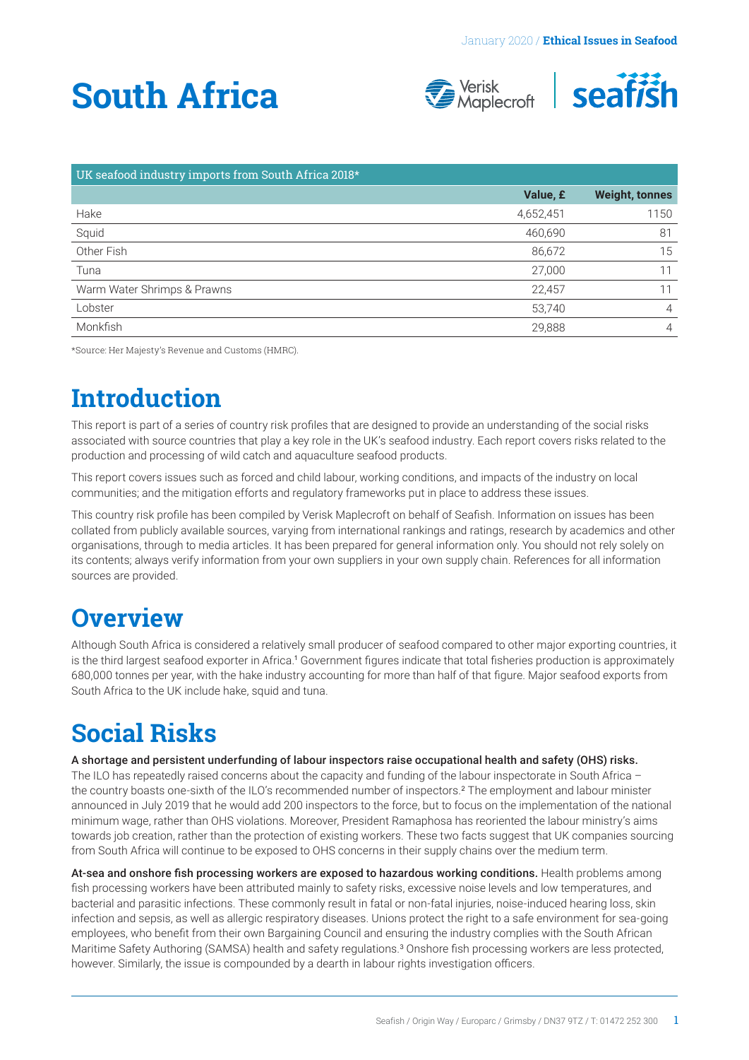# South Africa

| UK seafood industry imports from South Africa 2018* | | |
|---|---|---|
| | **Value, £** | **Weight, tonnes** |
| Hake | 4,652,451 | 1150 |
| Squid | 460,690 | 81 |
| Other Fish | 86,672 | 15 |
| Tuna | 27,000 | 11 |
| Warm Water Shrimps & Prawns | 22,457 | 11 |
| Lobster | 53,740 | 4 |
| Monkfish | 29,888 | 4 |

*Source: Her Majesty's Revenue and Customs (HMRC).

## Introduction

This report is part of a series of country risk profiles that are designed to provide an understanding of the social risks associated with source countries that play a key role in the UK's seafood industry. Each report covers risks related to the production and processing of wild catch and aquaculture seafood products.

This report covers issues such as forced and child labour, working conditions, and impacts of the industry on local communities; and the mitigation efforts and regulatory frameworks put in place to address these issues.

This country risk profile has been compiled by Verisk Maplecroft on behalf of Seafish. Information on issues has been collated from publicly available sources, varying from international rankings and ratings, research by academics and other organisations, through to media articles. It has been prepared for general information only. You should not rely solely on its contents; always verify information from your own suppliers in your own supply chain. References for all information sources are provided.

## Overview

Although South Africa is considered a relatively small producer of seafood compared to other major exporting countries, it is the third largest seafood exporter in Africa.[1] Government figures indicate that total fisheries production is approximately 680,000 tonnes per year, with the hake industry accounting for more than half of that figure. Major seafood exports from South Africa to the UK include hake, squid and tuna.

## Social Risks

**A shortage and persistent underfunding of labour inspectors raise occupational health and safety (OHS) risks.** The ILO has repeatedly raised concerns about the capacity and funding of the labour inspectorate in South Africa – the country boasts one-sixth of the ILO's recommended number of inspectors.[2] The employment and labour minister announced in July 2019 that he would add 200 inspectors to the force, but to focus on the implementation of the national minimum wage, rather than OHS violations. Moreover, President Ramaphosa has reoriented the labour ministry's aims towards job creation, rather than the protection of existing workers. These two facts suggest that UK companies sourcing from South Africa will continue to be exposed to OHS concerns in their supply chains over the medium term.

**At-sea and onshore fish processing workers are exposed to hazardous working conditions.** Health problems among fish processing workers have been attributed mainly to safety risks, excessive noise levels and low temperatures, and bacterial and parasitic infections. These commonly result in fatal or non-fatal injuries, noise-induced hearing loss, skin infection and sepsis, as well as allergic respiratory diseases. Unions protect the right to a safe environment for sea-going employees, who benefit from their own Bargaining Council and ensuring the industry complies with the South African Maritime Safety Authoring (SAMSA) health and safety regulations.[3] Onshore fish processing workers are less protected, however. Similarly, the issue is compounded by a dearth in labour rights investigation officers.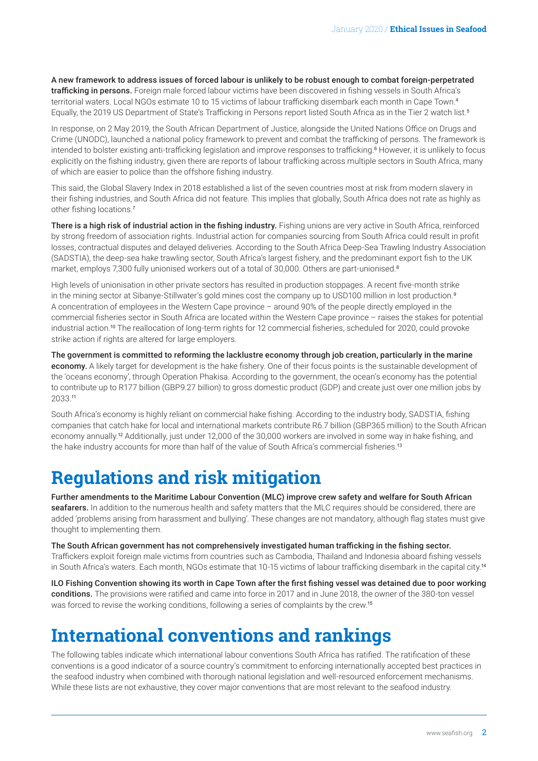**A new framework to address issues of forced labour is unlikely to be robust enough to combat foreign-perpetrated trafficking in persons.** Foreign male forced labour victims have been discovered in fishing vessels in South Africa's territorial waters. Local NGOs estimate 10 to 15 victims of labour trafficking disembark each month in Cape Town.[4] Equally, the 2019 US Department of State's Trafficking in Persons report listed South Africa as in the Tier 2 watch list.[5]

In response, on 2 May 2019, the South African Department of Justice, alongside the United Nations Office on Drugs and Crime (UNODC), launched a national policy framework to prevent and combat the trafficking of persons. The framework is intended to bolster existing anti-trafficking legislation and improve responses to trafficking.[6] However, it is unlikely to focus explicitly on the fishing industry, given there are reports of labour trafficking across multiple sectors in South Africa, many of which are easier to police than the offshore fishing industry.

This said, the Global Slavery Index in 2018 established a list of the seven countries most at risk from modern slavery in their fishing industries, and South Africa did not feature. This implies that globally, South Africa does not rate as highly as other fishing locations.[7]

**There is a high risk of industrial action in the fishing industry.** Fishing unions are very active in South Africa, reinforced by strong freedom of association rights. Industrial action for companies sourcing from South Africa could result in profit losses, contractual disputes and delayed deliveries. According to the South Africa Deep-Sea Trawling Industry Association (SADSTIA), the deep-sea hake trawling sector, South Africa's largest fishery, and the predominant export fish to the UK market, employs 7,300 fully unionised workers out of a total of 30,000. Others are part-unionised.[8]

High levels of unionisation in other private sectors has resulted in production stoppages. A recent five-month strike in the mining sector at Sibanye-Stillwater's gold mines cost the company up to USD100 million in lost production.[9] A concentration of employees in the Western Cape province – around 90% of the people directly employed in the commercial fisheries sector in South Africa are located within the Western Cape province – raises the stakes for potential industrial action.[10] The reallocation of long-term rights for 12 commercial fisheries, scheduled for 2020, could provoke strike action if rights are altered for large employers.

**The government is committed to reforming the lacklustre economy through job creation, particularly in the marine economy.** A likely target for development is the hake fishery. One of their focus points is the sustainable development of the 'oceans economy', through Operation Phakisa. According to the government, the ocean's economy has the potential to contribute up to R177 billion (GBP9.27 billion) to gross domestic product (GDP) and create just over one million jobs by 2033.[11]

South Africa's economy is highly reliant on commercial hake fishing. According to the industry body, SADSTIA, fishing companies that catch hake for local and international markets contribute R6.7 billion (GBP365 million) to the South African economy annually.[12] Additionally, just under 12,000 of the 30,000 workers are involved in some way in hake fishing, and the hake industry accounts for more than half of the value of South Africa's commercial fisheries.[13]

# Regulations and risk mitigation

**Further amendments to the Maritime Labour Convention (MLC) improve crew safety and welfare for South African seafarers.** In addition to the numerous health and safety matters that the MLC requires should be considered, there are added 'problems arising from harassment and bullying'. These changes are not mandatory, although flag states must give thought to implementing them.

**The South African government has not comprehensively investigated human trafficking in the fishing sector.** Traffickers exploit foreign male victims from countries such as Cambodia, Thailand and Indonesia aboard fishing vessels in South Africa's waters. Each month, NGOs estimate that 10-15 victims of labour trafficking disembark in the capital city.[14]

**ILO Fishing Convention showing its worth in Cape Town after the first fishing vessel was detained due to poor working conditions.** The provisions were ratified and came into force in 2017 and in June 2018, the owner of the 380-ton vessel was forced to revise the working conditions, following a series of complaints by the crew.[15]

# International conventions and rankings

The following tables indicate which international labour conventions South Africa has ratified. The ratification of these conventions is a good indicator of a source country's commitment to enforcing internationally accepted best practices in the seafood industry when combined with thorough national legislation and well-resourced enforcement mechanisms. While these lists are not exhaustive, they cover major conventions that are most relevant to the seafood industry.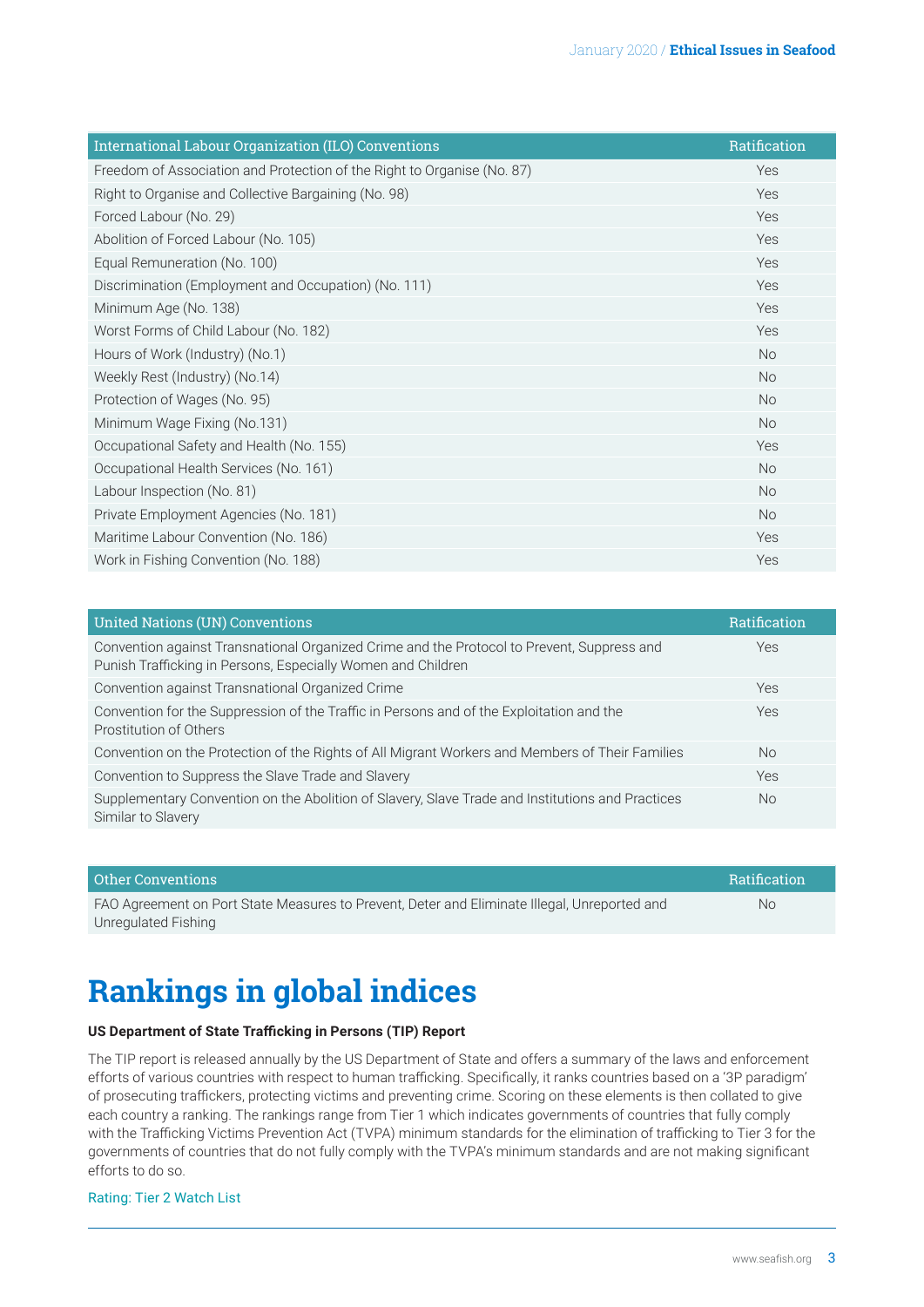| International Labour Organization (ILO) Conventions | Ratification |
| --- | --- |
| Freedom of Association and Protection of the Right to Organise (No. 87) | Yes |
| Right to Organise and Collective Bargaining (No. 98) | Yes |
| Forced Labour (No. 29) | Yes |
| Abolition of Forced Labour (No. 105) | Yes |
| Equal Remuneration (No. 100) | Yes |
| Discrimination (Employment and Occupation) (No. 111) | Yes |
| Minimum Age (No. 138) | Yes |
| Worst Forms of Child Labour (No. 182) | Yes |
| Hours of Work (Industry) (No.1) | No |
| Weekly Rest (Industry) (No.14) | No |
| Protection of Wages (No. 95) | No |
| Minimum Wage Fixing (No.131) | No |
| Occupational Safety and Health (No. 155) | Yes |
| Occupational Health Services (No. 161) | No |
| Labour Inspection (No. 81) | No |
| Private Employment Agencies (No. 181) | No |
| Maritime Labour Convention (No. 186) | Yes |
| Work in Fishing Convention (No. 188) | Yes |

| United Nations (UN) Conventions | Ratification |
| --- | --- |
| Convention against Transnational Organized Crime and the Protocol to Prevent, Suppress and Punish Trafficking in Persons, Especially Women and Children | Yes |
| Convention against Transnational Organized Crime | Yes |
| Convention for the Suppression of the Traffic in Persons and of the Exploitation and the Prostitution of Others | Yes |
| Convention on the Protection of the Rights of All Migrant Workers and Members of Their Families | No |
| Convention to Suppress the Slave Trade and Slavery | Yes |
| Supplementary Convention on the Abolition of Slavery, Slave Trade and Institutions and Practices Similar to Slavery | No |

| Other Conventions | Ratification |
| --- | --- |
| FAO Agreement on Port State Measures to Prevent, Deter and Eliminate Illegal, Unreported and Unregulated Fishing | No |

# Rankings in global indices

**US Department of State Trafficking in Persons (TIP) Report**

The TIP report is released annually by the US Department of State and offers a summary of the laws and enforcement efforts of various countries with respect to human trafficking. Specifically, it ranks countries based on a '3P paradigm' of prosecuting traffickers, protecting victims and preventing crime. Scoring on these elements is then collated to give each country a ranking. The rankings range from Tier 1 which indicates governments of countries that fully comply with the Trafficking Victims Prevention Act (TVPA) minimum standards for the elimination of trafficking to Tier 3 for the governments of countries that do not fully comply with the TVPA's minimum standards and are not making significant efforts to do so.

Rating: Tier 2 Watch List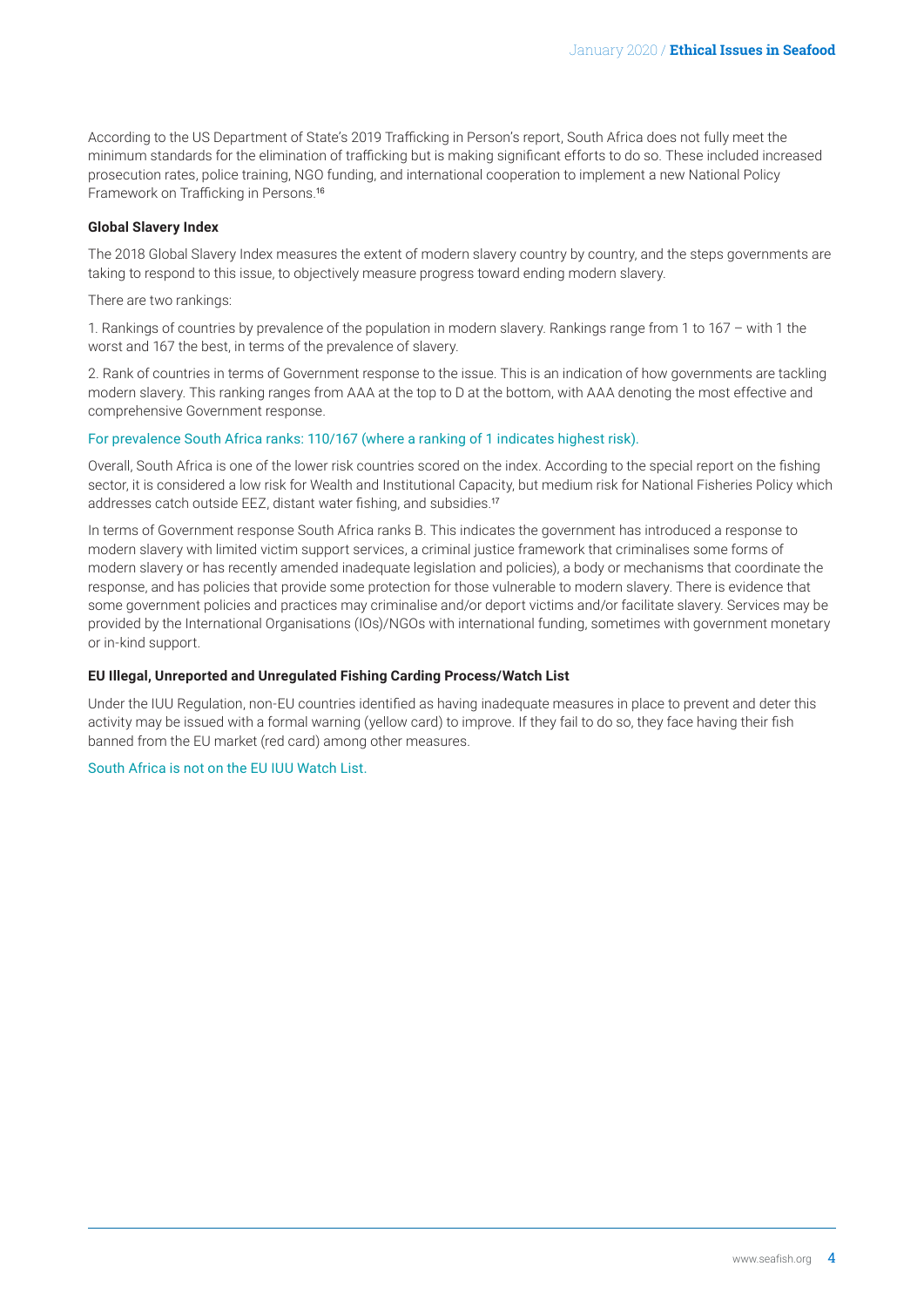According to the US Department of State's 2019 Trafficking in Person's report, South Africa does not fully meet the minimum standards for the elimination of trafficking but is making significant efforts to do so. These included increased prosecution rates, police training, NGO funding, and international cooperation to implement a new National Policy Framework on Trafficking in Persons.[16]

**Global Slavery Index**

The 2018 Global Slavery Index measures the extent of modern slavery country by country, and the steps governments are taking to respond to this issue, to objectively measure progress toward ending modern slavery.

There are two rankings:

1. Rankings of countries by prevalence of the population in modern slavery. Rankings range from 1 to 167 – with 1 the worst and 167 the best, in terms of the prevalence of slavery.

2. Rank of countries in terms of Government response to the issue. This is an indication of how governments are tackling modern slavery. This ranking ranges from AAA at the top to D at the bottom, with AAA denoting the most effective and comprehensive Government response.

For prevalence South Africa ranks: 110/167 (where a ranking of 1 indicates highest risk).

Overall, South Africa is one of the lower risk countries scored on the index. According to the special report on the fishing sector, it is considered a low risk for Wealth and Institutional Capacity, but medium risk for National Fisheries Policy which addresses catch outside EEZ, distant water fishing, and subsidies.[17]

In terms of Government response South Africa ranks B. This indicates the government has introduced a response to modern slavery with limited victim support services, a criminal justice framework that criminalises some forms of modern slavery or has recently amended inadequate legislation and policies), a body or mechanisms that coordinate the response, and has policies that provide some protection for those vulnerable to modern slavery. There is evidence that some government policies and practices may criminalise and/or deport victims and/or facilitate slavery. Services may be provided by the International Organisations (IOs)/NGOs with international funding, sometimes with government monetary or in-kind support.

**EU Illegal, Unreported and Unregulated Fishing Carding Process/Watch List**

Under the IUU Regulation, non-EU countries identified as having inadequate measures in place to prevent and deter this activity may be issued with a formal warning (yellow card) to improve. If they fail to do so, they face having their fish banned from the EU market (red card) among other measures.

South Africa is not on the EU IUU Watch List.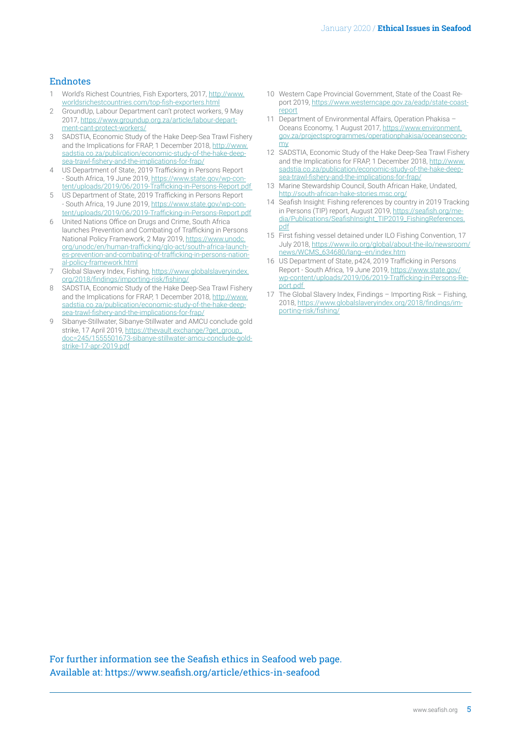## Endnotes

1. World's Richest Countries, Fish Exporters, 2017, http://www.worldsrichestcountries.com/top-fish-exporters.html
2. GroundUp, Labour Department can't protect workers, 9 May 2017, https://www.groundup.org.za/article/labour-department-cant-protect-workers/
3. SADSTIA, Economic Study of the Hake Deep-Sea Trawl Fishery and the Implications for FRAP, 1 December 2018, http://www.sadstia.co.za/publication/economic-study-of-the-hake-deep-sea-trawl-fishery-and-the-implications-for-frap/
4. US Department of State, 2019 Trafficking in Persons Report - South Africa, 19 June 2019, https://www.state.gov/wp-content/uploads/2019/06/2019-Trafficking-in-Persons-Report.pdf
5. US Department of State, 2019 Trafficking in Persons Report - South Africa, 19 June 2019, https://www.state.gov/wp-content/uploads/2019/06/2019-Trafficking-in-Persons-Report.pdf
6. United Nations Office on Drugs and Crime, South Africa launches Prevention and Combating of Trafficking in Persons National Policy Framework, 2 May 2019, https://www.unodc.org/unodc/en/human-trafficking/glo-act/south-africa-launches-prevention-and-combating-of-trafficking-in-persons-national-policy-framework.html
7. Global Slavery Index, Fishing, https://www.globalslaveryindex.org/2018/findings/importing-risk/fishing/
8. SADSTIA, Economic Study of the Hake Deep-Sea Trawl Fishery and the Implications for FRAP, 1 December 2018, http://www.sadstia.co.za/publication/economic-study-of-the-hake-deep-sea-trawl-fishery-and-the-implications-for-frap/
9. Sibanye-Stillwater, Sibanye-Stillwater and AMCU conclude gold strike, 17 April 2019, https://thevault.exchange/?get_group_doc=245/1555501673-sibanye-stillwater-amcu-conclude-gold-strike-17-apr-2019.pdf
10. Western Cape Provincial Government, State of the Coast Report 2019, https://www.westerncape.gov.za/eadp/state-coast-report
11. Department of Environmental Affairs, Operation Phakisa – Oceans Economy, 1 August 2017, https://www.environment.gov.za/projectsprogrammes/operationphakisa/oceanseconomy
12. SADSTIA, Economic Study of the Hake Deep-Sea Trawl Fishery and the Implications for FRAP, 1 December 2018, http://www.sadstia.co.za/publication/economic-study-of-the-hake-deep-sea-trawl-fishery-and-the-implications-for-frap/
13. Marine Stewardship Council, South African Hake, Undated, http://south-african-hake-stories.msc.org/
14. Seafish Insight: Fishing references by country in 2019 Tracking in Persons (TIP) report, August 2019, https://seafish.org/media/Publications/SeafishInsight_TIP2019_FishingReferences.pdf
15. First fishing vessel detained under ILO Fishing Convention, 17 July 2018, https://www.ilo.org/global/about-the-ilo/newsroom/news/WCMS_634680/lang--en/index.htm
16. US Department of State, p424, 2019 Trafficking in Persons Report - South Africa, 19 June 2019, https://www.state.gov/wp-content/uploads/2019/06/2019-Trafficking-in-Persons-Report.pdf
17. The Global Slavery Index, Findings – Importing Risk – Fishing, 2018, https://www.globalslaveryindex.org/2018/findings/importing-risk/fishing/

For further information see the Seafish ethics in Seafood web page.
Available at: https://www.seafish.org/article/ethics-in-seafood